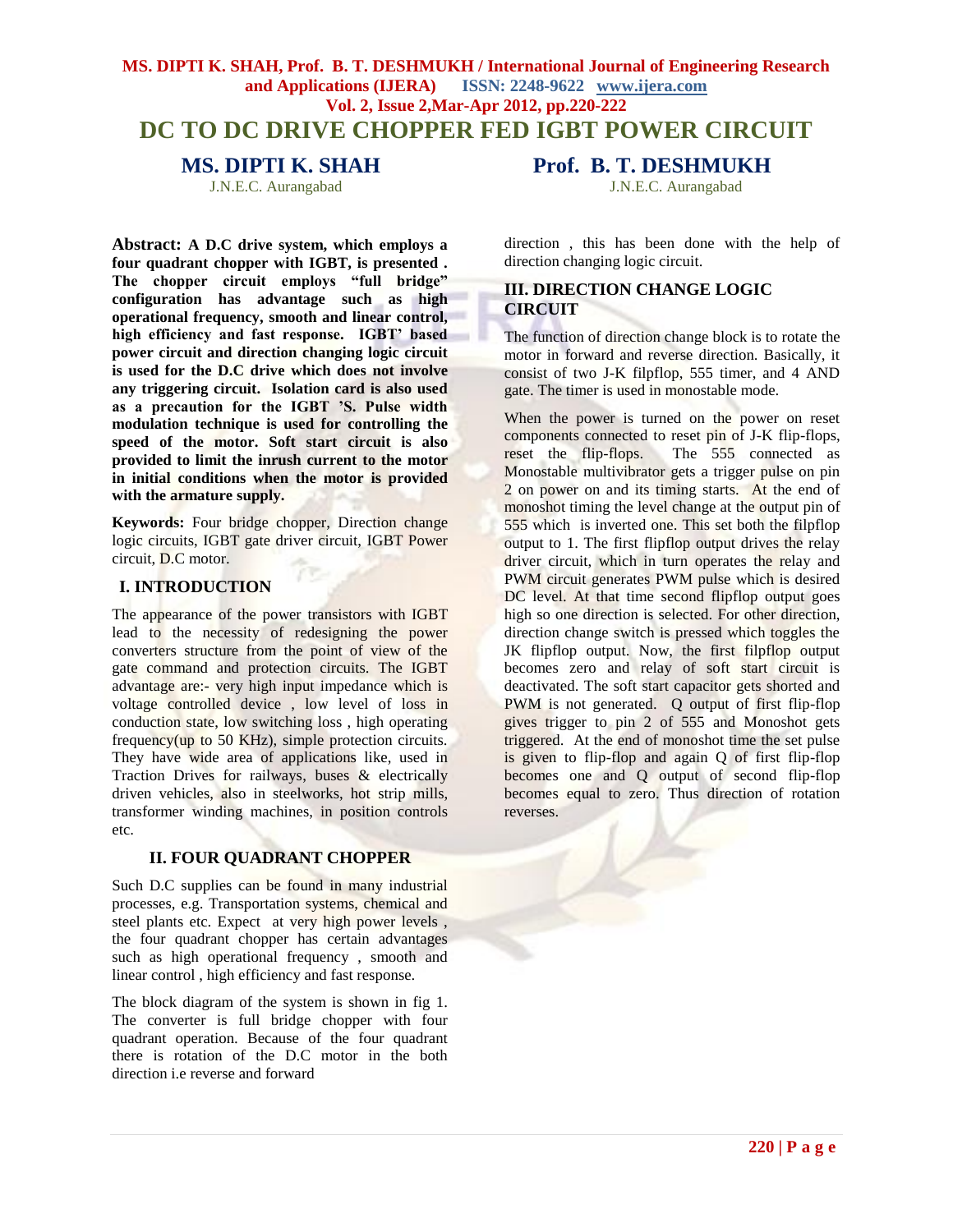# DC TO DC DRIVE CHOPPER FED IGBT POWER CIRCUIT

**MS. DIPTI K. SHAH**
J.N.E.C. Aurangabad

**Prof. B. T. DESHMUKH**
J.N.E.C. Aurangabad

**Abstract: A D.C drive system, which employs a four quadrant chopper with IGBT, is presented . The chopper circuit employs "full bridge" configuration has advantage such as high operational frequency, smooth and linear control, high efficiency and fast response. IGBT' based power circuit and direction changing logic circuit is used for the D.C drive which does not involve any triggering circuit. Isolation card is also used as a precaution for the IGBT 'S. Pulse width modulation technique is used for controlling the speed of the motor. Soft start circuit is also provided to limit the inrush current to the motor in initial conditions when the motor is provided with the armature supply.**

**Keywords:** Four bridge chopper, Direction change logic circuits, IGBT gate driver circuit, IGBT Power circuit, D.C motor.

## I. INTRODUCTION

The appearance of the power transistors with IGBT lead to the necessity of redesigning the power converters structure from the point of view of the gate command and protection circuits. The IGBT advantage are:- very high input impedance which is voltage controlled device , low level of loss in conduction state, low switching loss , high operating frequency(up to 50 KHz), simple protection circuits. They have wide area of applications like, used in Traction Drives for railways, buses & electrically driven vehicles, also in steelworks, hot strip mills, transformer winding machines, in position controls etc.

## II. FOUR QUADRANT CHOPPER

Such D.C supplies can be found in many industrial processes, e.g. Transportation systems, chemical and steel plants etc. Expect at very high power levels , the four quadrant chopper has certain advantages such as high operational frequency , smooth and linear control , high efficiency and fast response.

The block diagram of the system is shown in fig 1. The converter is full bridge chopper with four quadrant operation. Because of the four quadrant there is rotation of the D.C motor in the both direction i.e reverse and forward direction , this has been done with the help of direction changing logic circuit.

## III. DIRECTION CHANGE LOGIC CIRCUIT

The function of direction change block is to rotate the motor in forward and reverse direction. Basically, it consist of two J-K filpflop, 555 timer, and 4 AND gate. The timer is used in monostable mode.

When the power is turned on the power on reset components connected to reset pin of J-K flip-flops, reset the flip-flops. The 555 connected as Monostable multivibrator gets a trigger pulse on pin 2 on power on and its timing starts. At the end of monoshot timing the level change at the output pin of 555 which is inverted one. This set both the filpflop output to 1. The first flipflop output drives the relay driver circuit, which in turn operates the relay and PWM circuit generates PWM pulse which is desired DC level. At that time second flipflop output goes high so one direction is selected. For other direction, direction change switch is pressed which toggles the JK flipflop output. Now, the first filpflop output becomes zero and relay of soft start circuit is deactivated. The soft start capacitor gets shorted and PWM is not generated. Q output of first flip-flop gives trigger to pin 2 of 555 and Monoshot gets triggered. At the end of monoshot time the set pulse is given to flip-flop and again Q of first flip-flop becomes one and Q output of second flip-flop becomes equal to zero. Thus direction of rotation reverses.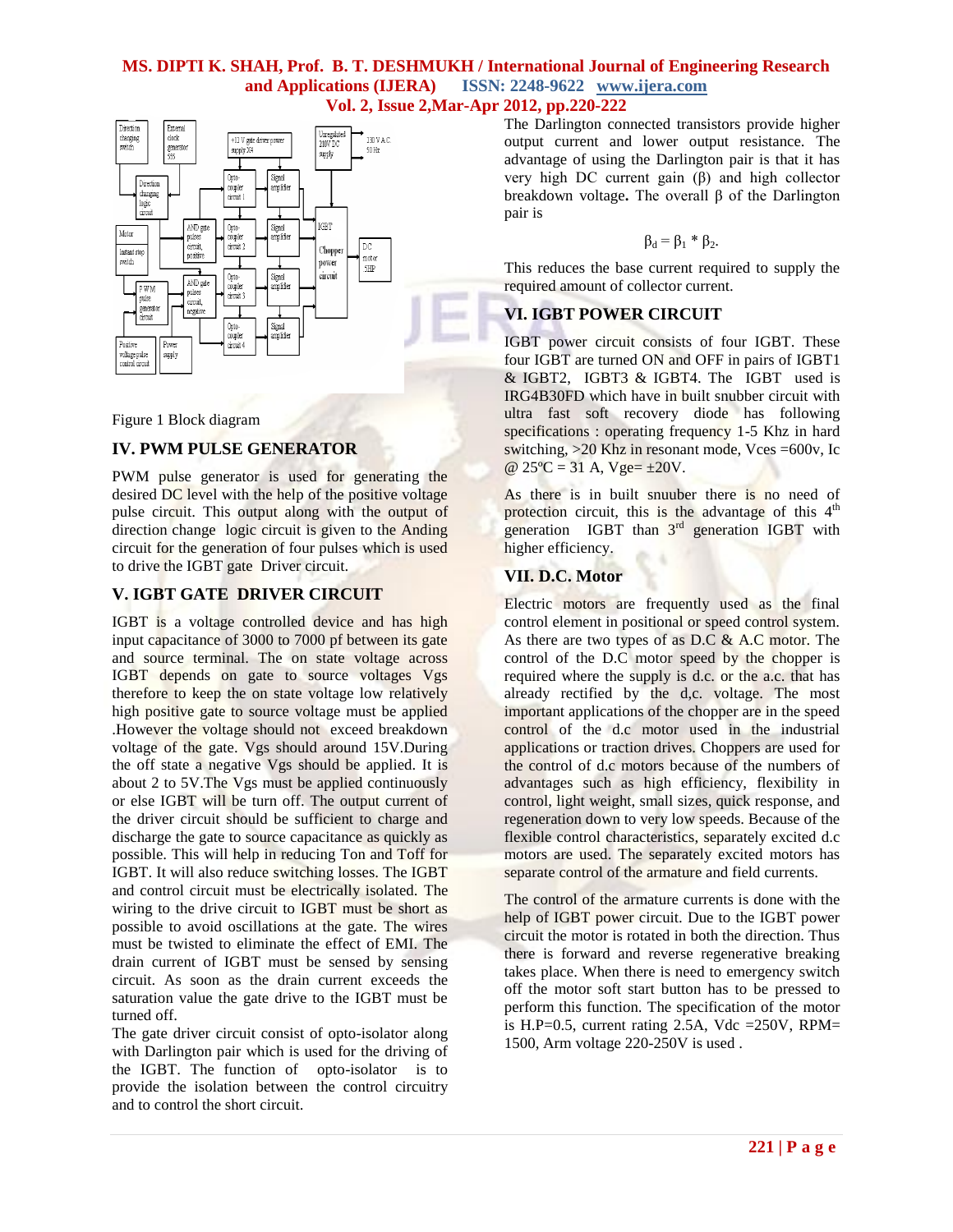Figure 1 Block diagram

## IV. PWM PULSE GENERATOR

PWM pulse generator is used for generating the desired DC level with the help of the positive voltage pulse circuit. This output along with the output of direction change logic circuit is given to the Anding circuit for the generation of four pulses which is used to drive the IGBT gate Driver circuit.

## V. IGBT GATE DRIVER CIRCUIT

IGBT is a voltage controlled device and has high input capacitance of 3000 to 7000 pf between its gate and source terminal. The on state voltage across IGBT depends on gate to source voltages Vgs therefore to keep the on state voltage low relatively high positive gate to source voltage must be applied .However the voltage should not exceed breakdown voltage of the gate. Vgs should around 15V.During the off state a negative Vgs should be applied. It is about 2 to 5V.The Vgs must be applied continuously or else IGBT will be turn off. The output current of the driver circuit should be sufficient to charge and discharge the gate to source capacitance as quickly as possible. This will help in reducing Ton and Toff for IGBT. It will also reduce switching losses. The IGBT and control circuit must be electrically isolated. The wiring to the drive circuit to IGBT must be short as possible to avoid oscillations at the gate. The wires must be twisted to eliminate the effect of EMI. The drain current of IGBT must be sensed by sensing circuit. As soon as the drain current exceeds the saturation value the gate drive to the IGBT must be turned off.

The gate driver circuit consist of opto-isolator along with Darlington pair which is used for the driving of the IGBT. The function of opto-isolator is to provide the isolation between the control circuitry and to control the short circuit.

The Darlington connected transistors provide higher output current and lower output resistance. The advantage of using the Darlington pair is that it has very high DC current gain (β) and high collector breakdown voltage**.** The overall β of the Darlington pair is

$$\beta_d = \beta_1 * \beta_2.$$

This reduces the base current required to supply the required amount of collector current.

## VI. IGBT POWER CIRCUIT

IGBT power circuit consists of four IGBT. These four IGBT are turned ON and OFF in pairs of IGBT1 & IGBT2, IGBT3 & IGBT4. The IGBT used is IRG4B30FD which have in built snubber circuit with ultra fast soft recovery diode has following specifications : operating frequency 1-5 Khz in hard switching, >20 Khz in resonant mode, Vces =600v, Ic @ 25ºC = 31 A, Vge= ±20V.

As there is in built snuuber there is no need of protection circuit, this is the advantage of this 4th generation IGBT than 3rd generation IGBT with higher efficiency.

## VII. D.C. Motor

Electric motors are frequently used as the final control element in positional or speed control system. As there are two types of as D.C & A.C motor. The control of the D.C motor speed by the chopper is required where the supply is d.c. or the a.c. that has already rectified by the d,c. voltage. The most important applications of the chopper are in the speed control of the d.c motor used in the industrial applications or traction drives. Choppers are used for the control of d.c motors because of the numbers of advantages such as high efficiency, flexibility in control, light weight, small sizes, quick response, and regeneration down to very low speeds. Because of the flexible control characteristics, separately excited d.c motors are used. The separately excited motors has separate control of the armature and field currents.

The control of the armature currents is done with the help of IGBT power circuit. Due to the IGBT power circuit the motor is rotated in both the direction. Thus there is forward and reverse regenerative breaking takes place. When there is need to emergency switch off the motor soft start button has to be pressed to perform this function. The specification of the motor is H.P=0.5, current rating 2.5A, Vdc =250V, RPM= 1500, Arm voltage 220-250V is used .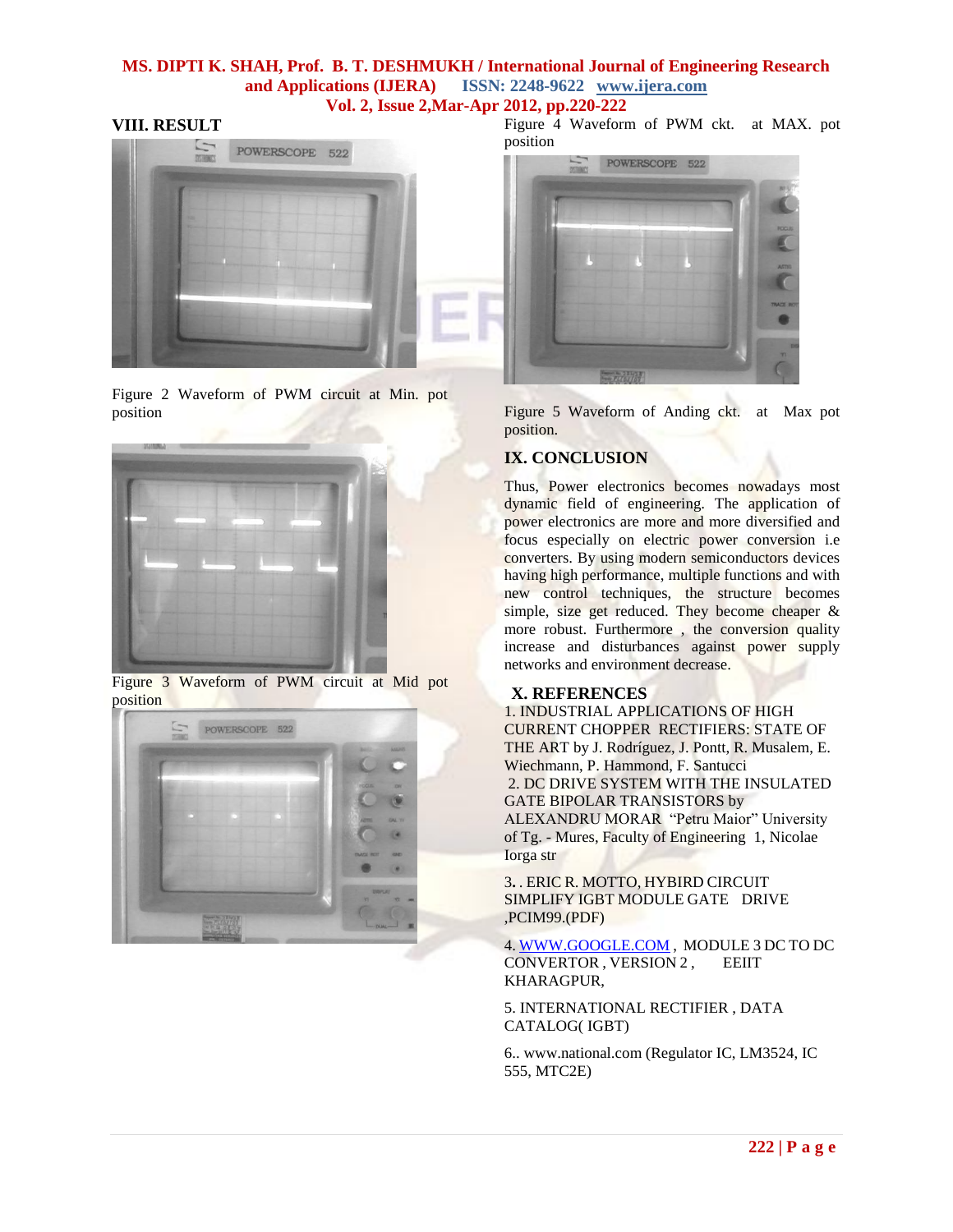## VIII. RESULT

Figure 2 Waveform of PWM circuit at Min. pot position

Figure 3 Waveform of PWM circuit at Mid pot position

Figure 4 Waveform of PWM ckt. at MAX. pot position

Figure 5 Waveform of Anding ckt. at Max pot position.

## IX. CONCLUSION

Thus, Power electronics becomes nowadays most dynamic field of engineering. The application of power electronics are more and more diversified and focus especially on electric power conversion i.e converters. By using modern semiconductors devices having high performance, multiple functions and with new control techniques, the structure becomes simple, size get reduced. They become cheaper & more robust. Furthermore , the conversion quality increase and disturbances against power supply networks and environment decrease.

## X. REFERENCES

1. INDUSTRIAL APPLICATIONS OF HIGH CURRENT CHOPPER RECTIFIERS: STATE OF THE ART by J. Rodríguez, J. Pontt, R. Musalem, E. Wiechmann, P. Hammond, F. Santucci
2. DC DRIVE SYSTEM WITH THE INSULATED GATE BIPOLAR TRANSISTORS by ALEXANDRU MORAR "Petru Maior" University of Tg. - Mures, Faculty of Engineering 1, Nicolae Iorga str
3. . ERIC R. MOTTO, HYBIRD CIRCUIT SIMPLIFY IGBT MODULE GATE DRIVE ,PCIM99.(PDF)
4. WWW.GOOGLE.COM , MODULE 3 DC TO DC CONVERTOR , VERSION 2 , EEIIT KHARAGPUR,
5. INTERNATIONAL RECTIFIER , DATA CATALOG( IGBT)
6. www.national.com (Regulator IC, LM3524, IC 555, MTC2E)